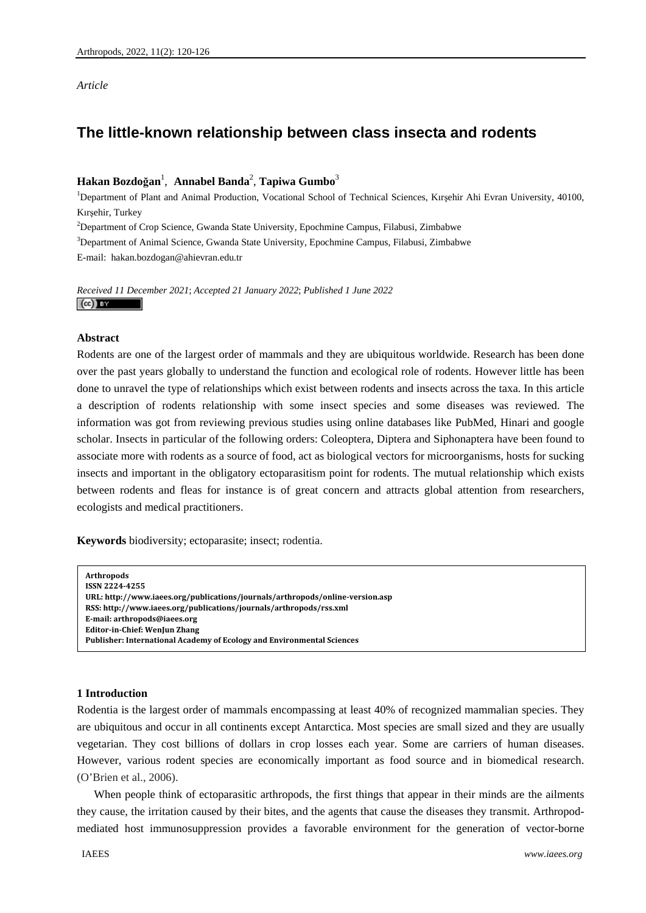*Article*

# The little-known relationship between class insecta and rodents

**Hakan Bozdoğan**[1], **Annabel Banda**[2], **Tapiwa Gumbo**[3]

[1]Department of Plant and Animal Production, Vocational School of Technical Sciences, Kırşehir Ahi Evran University, 40100, Kırşehir, Turkey

[2]Department of Crop Science, Gwanda State University, Epochmine Campus, Filabusi, Zimbabwe

[3]Department of Animal Science, Gwanda State University, Epochmine Campus, Filabusi, Zimbabwe

E-mail: hakan.bozdogan@ahievran.edu.tr

*Received 11 December 2021*; *Accepted 21 January 2022*; *Published 1 June 2022*

## Abstract

Rodents are one of the largest order of mammals and they are ubiquitous worldwide. Research has been done over the past years globally to understand the function and ecological role of rodents. However little has been done to unravel the type of relationships which exist between rodents and insects across the taxa. In this article a description of rodents relationship with some insect species and some diseases was reviewed. The information was got from reviewing previous studies using online databases like PubMed, Hinari and google scholar. Insects in particular of the following orders: Coleoptera, Diptera and Siphonaptera have been found to associate more with rodents as a source of food, act as biological vectors for microorganisms, hosts for sucking insects and important in the obligatory ectoparasitism point for rodents. The mutual relationship which exists between rodents and fleas for instance is of great concern and attracts global attention from researchers, ecologists and medical practitioners.

**Keywords** biodiversity; ectoparasite; insect; rodentia.

**Arthropods**
**ISSN 2224-4255**
**URL: http://www.iaees.org/publications/journals/arthropods/online-version.asp**
**RSS: http://www.iaees.org/publications/journals/arthropods/rss.xml**
**E-mail: arthropods@iaees.org**
**Editor-in-Chief: WenJun Zhang**
**Publisher: International Academy of Ecology and Environmental Sciences**

## 1 Introduction

Rodentia is the largest order of mammals encompassing at least 40% of recognized mammalian species. They are ubiquitous and occur in all continents except Antarctica. Most species are small sized and they are usually vegetarian. They cost billions of dollars in crop losses each year. Some are carriers of human diseases. However, various rodent species are economically important as food source and in biomedical research. (O'Brien et al., 2006).

When people think of ectoparasitic arthropods, the first things that appear in their minds are the ailments they cause, the irritation caused by their bites, and the agents that cause the diseases they transmit. Arthropod-mediated host immunosuppression provides a favorable environment for the generation of vector-borne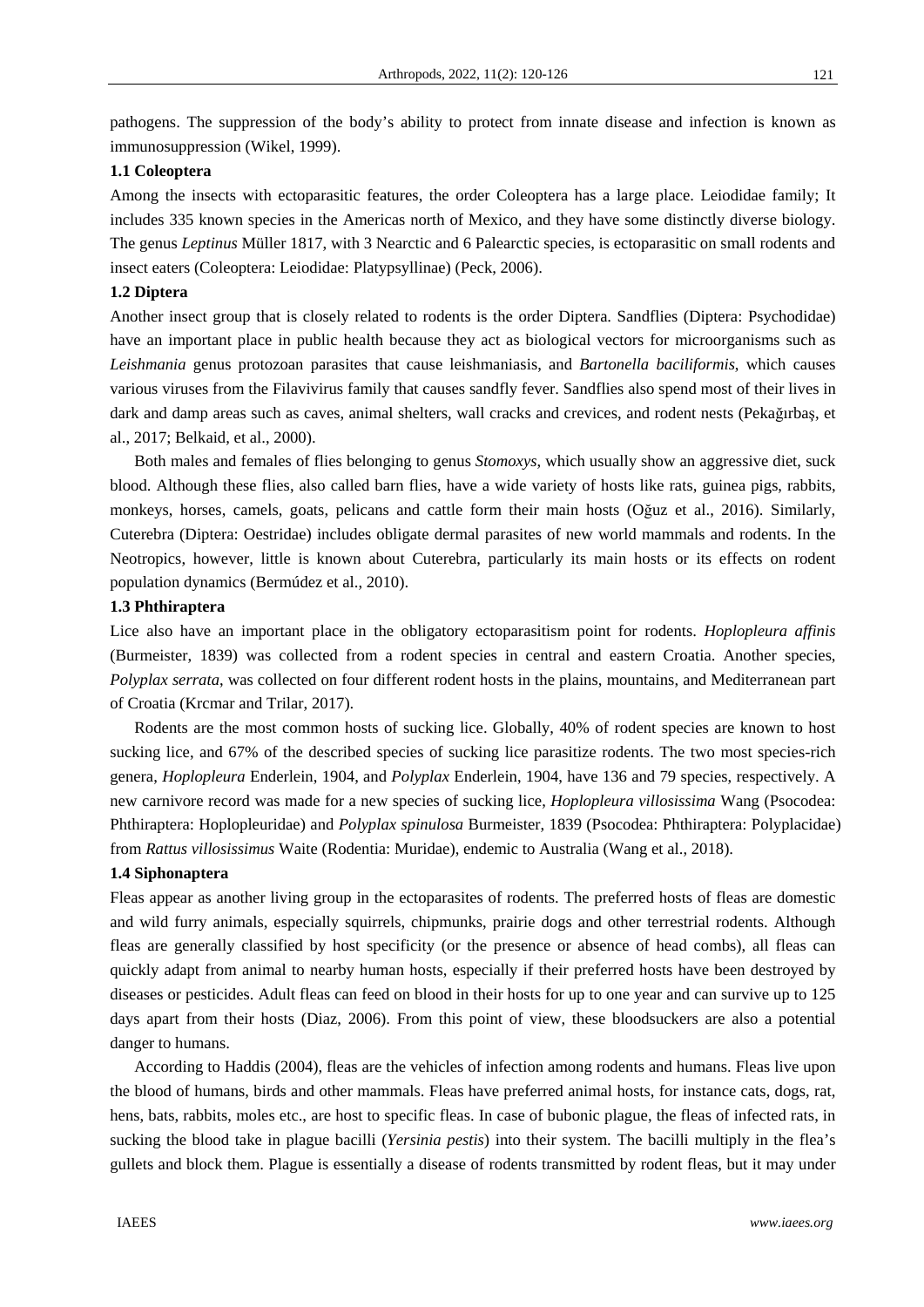pathogens. The suppression of the body's ability to protect from innate disease and infection is known as immunosuppression (Wikel, 1999).

### 1.1 Coleoptera

Among the insects with ectoparasitic features, the order Coleoptera has a large place. Leiodidae family; It includes 335 known species in the Americas north of Mexico, and they have some distinctly diverse biology. The genus *Leptinus* Müller 1817, with 3 Nearctic and 6 Palearctic species, is ectoparasitic on small rodents and insect eaters (Coleoptera: Leiodidae: Platypsyllinae) (Peck, 2006).

### 1.2 Diptera

Another insect group that is closely related to rodents is the order Diptera. Sandflies (Diptera: Psychodidae) have an important place in public health because they act as biological vectors for microorganisms such as *Leishmania* genus protozoan parasites that cause leishmaniasis, and *Bartonella baciliformis*, which causes various viruses from the Filavivirus family that causes sandfly fever. Sandflies also spend most of their lives in dark and damp areas such as caves, animal shelters, wall cracks and crevices, and rodent nests (Pekağırbaş, et al., 2017; Belkaid, et al., 2000).

Both males and females of flies belonging to genus *Stomoxys*, which usually show an aggressive diet, suck blood. Although these flies, also called barn flies, have a wide variety of hosts like rats, guinea pigs, rabbits, monkeys, horses, camels, goats, pelicans and cattle form their main hosts (Oğuz et al., 2016). Similarly, Cuterebra (Diptera: Oestridae) includes obligate dermal parasites of new world mammals and rodents. In the Neotropics, however, little is known about Cuterebra, particularly its main hosts or its effects on rodent population dynamics (Bermúdez et al., 2010).

### 1.3 Phthiraptera

Lice also have an important place in the obligatory ectoparasitism point for rodents. *Hoplopleura affinis* (Burmeister, 1839) was collected from a rodent species in central and eastern Croatia. Another species, *Polyplax serrata*, was collected on four different rodent hosts in the plains, mountains, and Mediterranean part of Croatia (Krcmar and Trilar, 2017).

Rodents are the most common hosts of sucking lice. Globally, 40% of rodent species are known to host sucking lice, and 67% of the described species of sucking lice parasitize rodents. The two most species-rich genera, *Hoplopleura* Enderlein, 1904, and *Polyplax* Enderlein, 1904, have 136 and 79 species, respectively. A new carnivore record was made for a new species of sucking lice, *Hoplopleura villosissima* Wang (Psocodea: Phthiraptera: Hoplopleuridae) and *Polyplax spinulosa* Burmeister, 1839 (Psocodea: Phthiraptera: Polyplacidae) from *Rattus villosissimus* Waite (Rodentia: Muridae), endemic to Australia (Wang et al., 2018).

### 1.4 Siphonaptera

Fleas appear as another living group in the ectoparasites of rodents. The preferred hosts of fleas are domestic and wild furry animals, especially squirrels, chipmunks, prairie dogs and other terrestrial rodents. Although fleas are generally classified by host specificity (or the presence or absence of head combs), all fleas can quickly adapt from animal to nearby human hosts, especially if their preferred hosts have been destroyed by diseases or pesticides. Adult fleas can feed on blood in their hosts for up to one year and can survive up to 125 days apart from their hosts (Diaz, 2006). From this point of view, these bloodsuckers are also a potential danger to humans.

According to Haddis (2004), fleas are the vehicles of infection among rodents and humans. Fleas live upon the blood of humans, birds and other mammals. Fleas have preferred animal hosts, for instance cats, dogs, rat, hens, bats, rabbits, moles etc., are host to specific fleas. In case of bubonic plague, the fleas of infected rats, in sucking the blood take in plague bacilli (*Yersinia pestis*) into their system. The bacilli multiply in the flea's gullets and block them. Plague is essentially a disease of rodents transmitted by rodent fleas, but it may under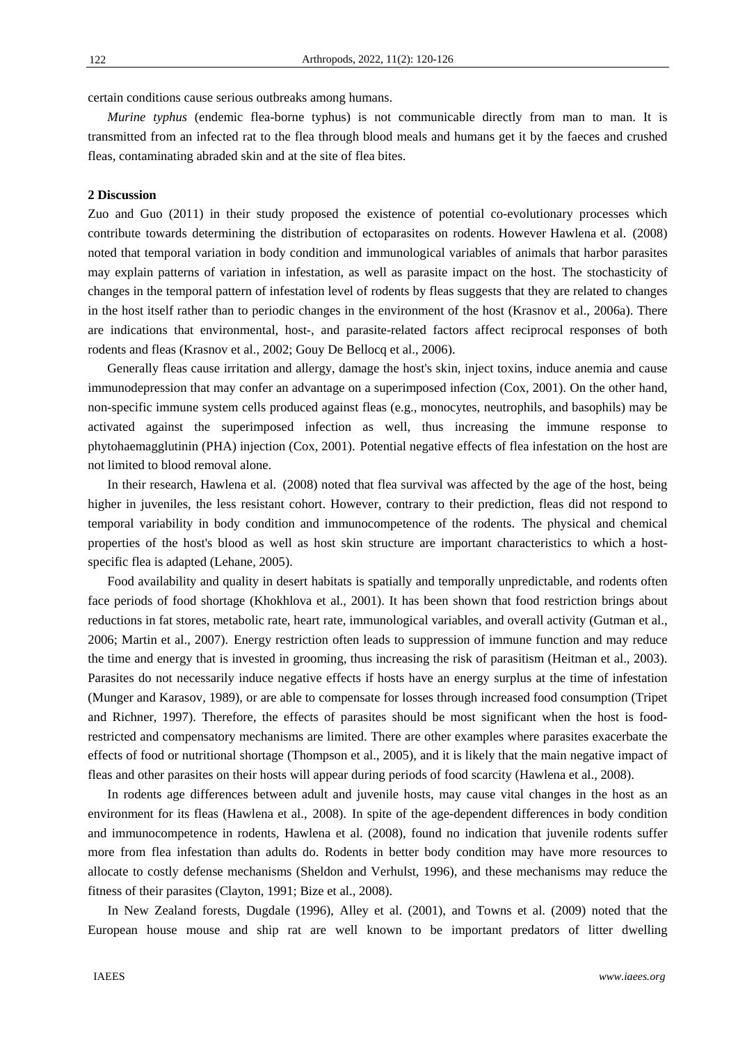certain conditions cause serious outbreaks among humans.

*Murine typhus* (endemic flea-borne typhus) is not communicable directly from man to man. It is transmitted from an infected rat to the flea through blood meals and humans get it by the faeces and crushed fleas, contaminating abraded skin and at the site of flea bites.

## 2 Discussion

Zuo and Guo (2011) in their study proposed the existence of potential co-evolutionary processes which contribute towards determining the distribution of ectoparasites on rodents. However Hawlena et al. (2008) noted that temporal variation in body condition and immunological variables of animals that harbor parasites may explain patterns of variation in infestation, as well as parasite impact on the host. The stochasticity of changes in the temporal pattern of infestation level of rodents by fleas suggests that they are related to changes in the host itself rather than to periodic changes in the environment of the host (Krasnov et al., 2006a). There are indications that environmental, host-, and parasite-related factors affect reciprocal responses of both rodents and fleas (Krasnov et al., 2002; Gouy De Bellocq et al., 2006).

Generally fleas cause irritation and allergy, damage the host's skin, inject toxins, induce anemia and cause immunodepression that may confer an advantage on a superimposed infection (Cox, 2001). On the other hand, non-specific immune system cells produced against fleas (e.g., monocytes, neutrophils, and basophils) may be activated against the superimposed infection as well, thus increasing the immune response to phytohaemagglutinin (PHA) injection (Cox, 2001). Potential negative effects of flea infestation on the host are not limited to blood removal alone.

In their research, Hawlena et al. (2008) noted that flea survival was affected by the age of the host, being higher in juveniles, the less resistant cohort. However, contrary to their prediction, fleas did not respond to temporal variability in body condition and immunocompetence of the rodents. The physical and chemical properties of the host's blood as well as host skin structure are important characteristics to which a host-specific flea is adapted (Lehane, 2005).

Food availability and quality in desert habitats is spatially and temporally unpredictable, and rodents often face periods of food shortage (Khokhlova et al., 2001). It has been shown that food restriction brings about reductions in fat stores, metabolic rate, heart rate, immunological variables, and overall activity (Gutman et al., 2006; Martin et al., 2007). Energy restriction often leads to suppression of immune function and may reduce the time and energy that is invested in grooming, thus increasing the risk of parasitism (Heitman et al., 2003). Parasites do not necessarily induce negative effects if hosts have an energy surplus at the time of infestation (Munger and Karasov, 1989), or are able to compensate for losses through increased food consumption (Tripet and Richner, 1997). Therefore, the effects of parasites should be most significant when the host is food-restricted and compensatory mechanisms are limited. There are other examples where parasites exacerbate the effects of food or nutritional shortage (Thompson et al., 2005), and it is likely that the main negative impact of fleas and other parasites on their hosts will appear during periods of food scarcity (Hawlena et al., 2008).

In rodents age differences between adult and juvenile hosts, may cause vital changes in the host as an environment for its fleas (Hawlena et al., 2008). In spite of the age-dependent differences in body condition and immunocompetence in rodents, Hawlena et al. (2008), found no indication that juvenile rodents suffer more from flea infestation than adults do. Rodents in better body condition may have more resources to allocate to costly defense mechanisms (Sheldon and Verhulst, 1996), and these mechanisms may reduce the fitness of their parasites (Clayton, 1991; Bize et al., 2008).

In New Zealand forests, Dugdale (1996), Alley et al. (2001), and Towns et al. (2009) noted that the European house mouse and ship rat are well known to be important predators of litter dwelling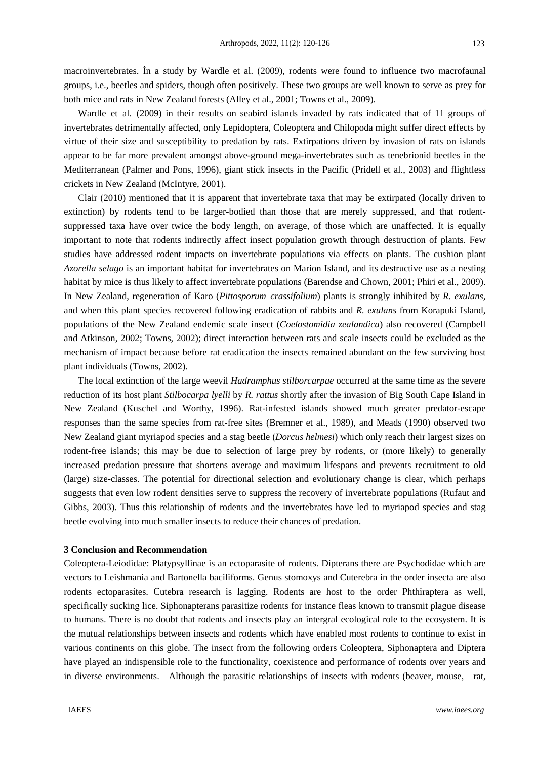macroinvertebrates. İn a study by Wardle et al. (2009), rodents were found to influence two macrofaunal groups, i.e., beetles and spiders, though often positively. These two groups are well known to serve as prey for both mice and rats in New Zealand forests (Alley et al., 2001; Towns et al., 2009).

Wardle et al. (2009) in their results on seabird islands invaded by rats indicated that of 11 groups of invertebrates detrimentally affected, only Lepidoptera, Coleoptera and Chilopoda might suffer direct effects by virtue of their size and susceptibility to predation by rats. Extirpations driven by invasion of rats on islands appear to be far more prevalent amongst above-ground mega-invertebrates such as tenebrionid beetles in the Mediterranean (Palmer and Pons, 1996), giant stick insects in the Pacific (Pridell et al., 2003) and flightless crickets in New Zealand (McIntyre, 2001).

Clair (2010) mentioned that it is apparent that invertebrate taxa that may be extirpated (locally driven to extinction) by rodents tend to be larger-bodied than those that are merely suppressed, and that rodent-suppressed taxa have over twice the body length, on average, of those which are unaffected. It is equally important to note that rodents indirectly affect insect population growth through destruction of plants. Few studies have addressed rodent impacts on invertebrate populations via effects on plants. The cushion plant *Azorella selago* is an important habitat for invertebrates on Marion Island, and its destructive use as a nesting habitat by mice is thus likely to affect invertebrate populations (Barendse and Chown, 2001; Phiri et al., 2009). In New Zealand, regeneration of Karo (*Pittosporum crassifolium*) plants is strongly inhibited by *R. exulans*, and when this plant species recovered following eradication of rabbits and *R. exulans* from Korapuki Island, populations of the New Zealand endemic scale insect (*Coelostomidia zealandica*) also recovered (Campbell and Atkinson, 2002; Towns, 2002); direct interaction between rats and scale insects could be excluded as the mechanism of impact because before rat eradication the insects remained abundant on the few surviving host plant individuals (Towns, 2002).

The local extinction of the large weevil *Hadramphus stilborcarpae* occurred at the same time as the severe reduction of its host plant *Stilbocarpa lyelli* by *R. rattus* shortly after the invasion of Big South Cape Island in New Zealand (Kuschel and Worthy, 1996). Rat-infested islands showed much greater predator-escape responses than the same species from rat-free sites (Bremner et al., 1989), and Meads (1990) observed two New Zealand giant myriapod species and a stag beetle (*Dorcus helmesi*) which only reach their largest sizes on rodent-free islands; this may be due to selection of large prey by rodents, or (more likely) to generally increased predation pressure that shortens average and maximum lifespans and prevents recruitment to old (large) size-classes. The potential for directional selection and evolutionary change is clear, which perhaps suggests that even low rodent densities serve to suppress the recovery of invertebrate populations (Rufaut and Gibbs, 2003). Thus this relationship of rodents and the invertebrates have led to myriapod species and stag beetle evolving into much smaller insects to reduce their chances of predation.

## 3 Conclusion and Recommendation

Coleoptera-Leiodidae: Platypsyllinae is an ectoparasite of rodents. Dipterans there are Psychodidae which are vectors to Leishmania and Bartonella baciliforms. Genus stomoxys and Cuterebra in the order insecta are also rodents ectoparasites. Cutebra research is lagging. Rodents are host to the order Phthiraptera as well, specifically sucking lice. Siphonapterans parasitize rodents for instance fleas known to transmit plague disease to humans. There is no doubt that rodents and insects play an intergral ecological role to the ecosystem. It is the mutual relationships between insects and rodents which have enabled most rodents to continue to exist in various continents on this globe. The insect from the following orders Coleoptera, Siphonaptera and Diptera have played an indispensible role to the functionality, coexistence and performance of rodents over years and in diverse environments. Although the parasitic relationships of insects with rodents (beaver, mouse, rat,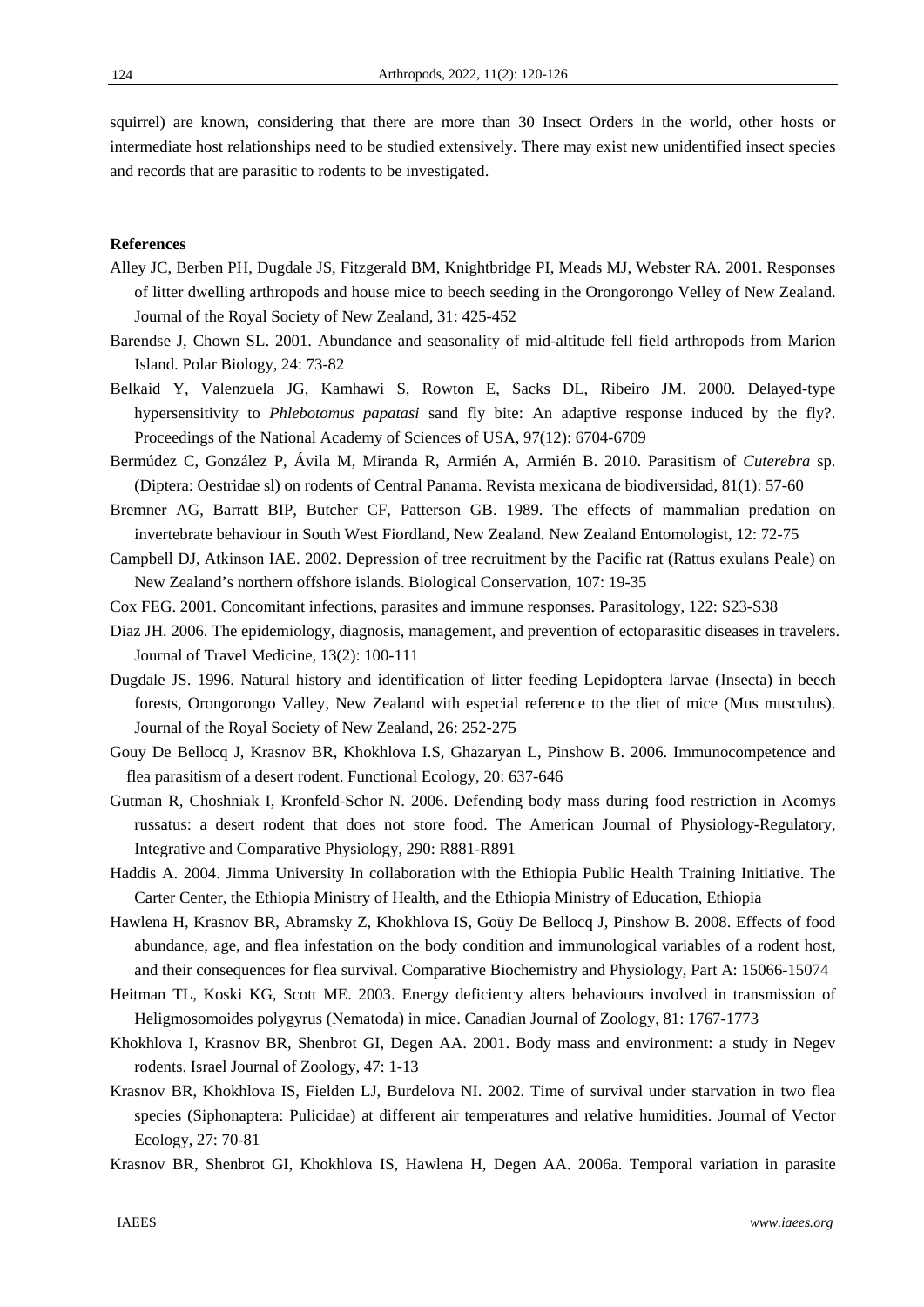squirrel) are known, considering that there are more than 30 Insect Orders in the world, other hosts or intermediate host relationships need to be studied extensively. There may exist new unidentified insect species and records that are parasitic to rodents to be investigated.

**References**

Alley JC, Berben PH, Dugdale JS, Fitzgerald BM, Knightbridge PI, Meads MJ, Webster RA. 2001. Responses of litter dwelling arthropods and house mice to beech seeding in the Orongorongo Velley of New Zealand. Journal of the Royal Society of New Zealand, 31: 425-452

Barendse J, Chown SL. 2001. Abundance and seasonality of mid-altitude fell field arthropods from Marion Island. Polar Biology, 24: 73-82

Belkaid Y, Valenzuela JG, Kamhawi S, Rowton E, Sacks DL, Ribeiro JM. 2000. Delayed-type hypersensitivity to *Phlebotomus papatasi* sand fly bite: An adaptive response induced by the fly?. Proceedings of the National Academy of Sciences of USA, 97(12): 6704-6709

Bermúdez C, González P, Ávila M, Miranda R, Armién A, Armién B. 2010. Parasitism of *Cuterebra* sp. (Diptera: Oestridae sl) on rodents of Central Panama. Revista mexicana de biodiversidad, 81(1): 57-60

Bremner AG, Barratt BIP, Butcher CF, Patterson GB. 1989. The effects of mammalian predation on invertebrate behaviour in South West Fiordland, New Zealand. New Zealand Entomologist, 12: 72-75

Campbell DJ, Atkinson IAE. 2002. Depression of tree recruitment by the Pacific rat (Rattus exulans Peale) on New Zealand's northern offshore islands. Biological Conservation, 107: 19-35

Cox FEG. 2001. Concomitant infections, parasites and immune responses. Parasitology, 122: S23-S38

Diaz JH. 2006. The epidemiology, diagnosis, management, and prevention of ectoparasitic diseases in travelers. Journal of Travel Medicine, 13(2): 100-111

Dugdale JS. 1996. Natural history and identification of litter feeding Lepidoptera larvae (Insecta) in beech forests, Orongorongo Valley, New Zealand with especial reference to the diet of mice (Mus musculus). Journal of the Royal Society of New Zealand, 26: 252-275

Gouy De Bellocq J, Krasnov BR, Khokhlova I.S, Ghazaryan L, Pinshow B. 2006. Immunocompetence and flea parasitism of a desert rodent. Functional Ecology, 20: 637-646

Gutman R, Choshniak I, Kronfeld-Schor N. 2006. Defending body mass during food restriction in Acomys russatus: a desert rodent that does not store food. The American Journal of Physiology-Regulatory, Integrative and Comparative Physiology, 290: R881-R891

Haddis A. 2004. Jimma University In collaboration with the Ethiopia Public Health Training Initiative. The Carter Center, the Ethiopia Ministry of Health, and the Ethiopia Ministry of Education, Ethiopia

Hawlena H, Krasnov BR, Abramsky Z, Khokhlova IS, Goüy De Bellocq J, Pinshow B. 2008. Effects of food abundance, age, and flea infestation on the body condition and immunological variables of a rodent host, and their consequences for flea survival. Comparative Biochemistry and Physiology, Part A: 15066-15074

Heitman TL, Koski KG, Scott ME. 2003. Energy deficiency alters behaviours involved in transmission of Heligmosomoides polygyrus (Nematoda) in mice. Canadian Journal of Zoology, 81: 1767-1773

Khokhlova I, Krasnov BR, Shenbrot GI, Degen AA. 2001. Body mass and environment: a study in Negev rodents. Israel Journal of Zoology, 47: 1-13

Krasnov BR, Khokhlova IS, Fielden LJ, Burdelova NI. 2002. Time of survival under starvation in two flea species (Siphonaptera: Pulicidae) at different air temperatures and relative humidities. Journal of Vector Ecology, 27: 70-81

Krasnov BR, Shenbrot GI, Khokhlova IS, Hawlena H, Degen AA. 2006a. Temporal variation in parasite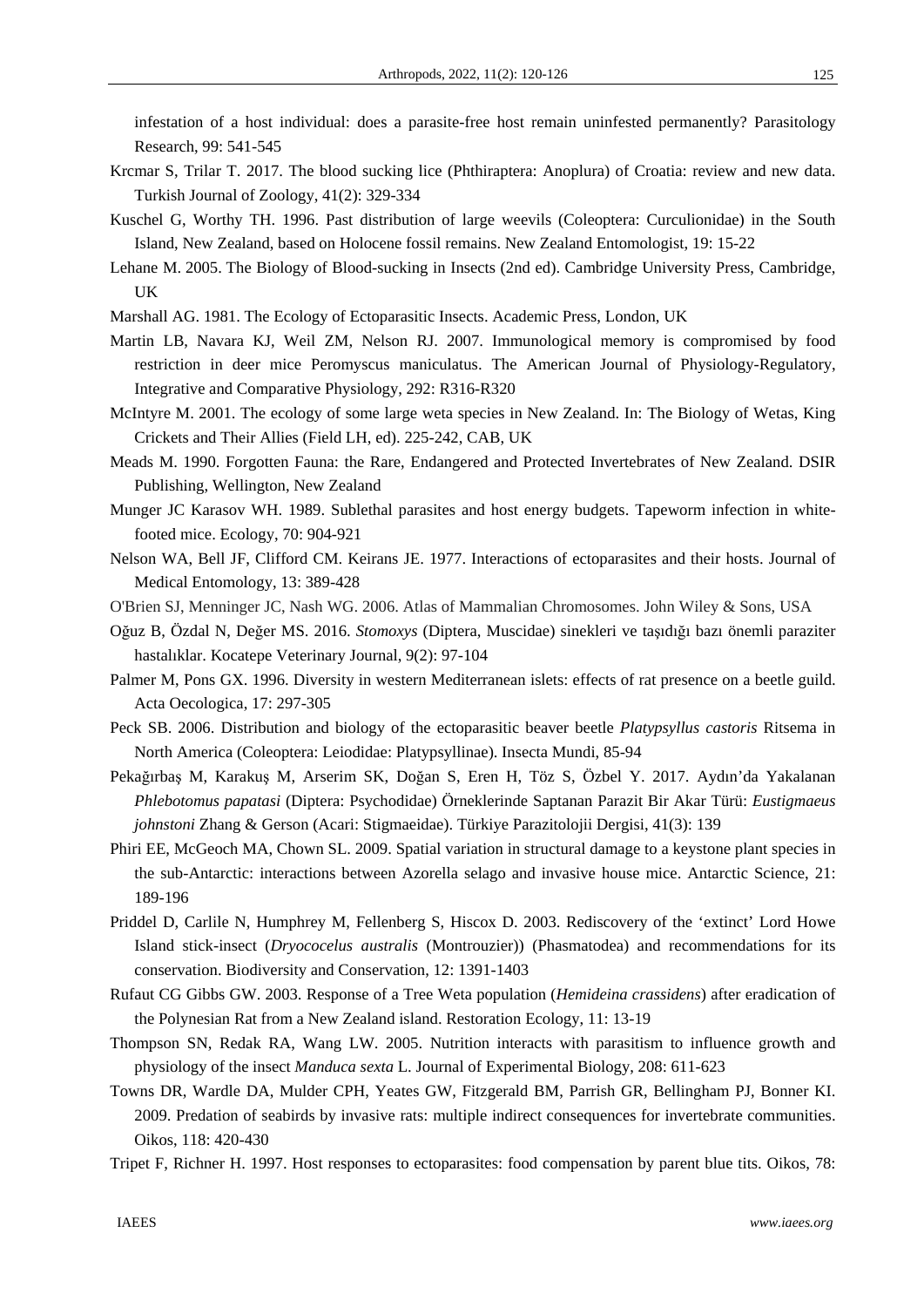infestation of a host individual: does a parasite-free host remain uninfested permanently? Parasitology Research, 99: 541-545

Krcmar S, Trilar T. 2017. The blood sucking lice (Phthiraptera: Anoplura) of Croatia: review and new data. Turkish Journal of Zoology, 41(2): 329-334

Kuschel G, Worthy TH. 1996. Past distribution of large weevils (Coleoptera: Curculionidae) in the South Island, New Zealand, based on Holocene fossil remains. New Zealand Entomologist, 19: 15-22

Lehane M. 2005. The Biology of Blood-sucking in Insects (2nd ed). Cambridge University Press, Cambridge, UK

Marshall AG. 1981. The Ecology of Ectoparasitic Insects. Academic Press, London, UK

Martin LB, Navara KJ, Weil ZM, Nelson RJ. 2007. Immunological memory is compromised by food restriction in deer mice Peromyscus maniculatus. The American Journal of Physiology-Regulatory, Integrative and Comparative Physiology, 292: R316-R320

McIntyre M. 2001. The ecology of some large weta species in New Zealand. In: The Biology of Wetas, King Crickets and Their Allies (Field LH, ed). 225-242, CAB, UK

Meads M. 1990. Forgotten Fauna: the Rare, Endangered and Protected Invertebrates of New Zealand. DSIR Publishing, Wellington, New Zealand

Munger JC Karasov WH. 1989. Sublethal parasites and host energy budgets. Tapeworm infection in white-footed mice. Ecology, 70: 904-921

Nelson WA, Bell JF, Clifford CM. Keirans JE. 1977. Interactions of ectoparasites and their hosts. Journal of Medical Entomology, 13: 389-428

O'Brien SJ, Menninger JC, Nash WG. 2006. Atlas of Mammalian Chromosomes. John Wiley & Sons, USA

Oğuz B, Özdal N, Değer MS. 2016. *Stomoxys* (Diptera, Muscidae) sinekleri ve taşıdığı bazı önemli paraziter hastalıklar. Kocatepe Veterinary Journal, 9(2): 97-104

Palmer M, Pons GX. 1996. Diversity in western Mediterranean islets: effects of rat presence on a beetle guild. Acta Oecologica, 17: 297-305

Peck SB. 2006. Distribution and biology of the ectoparasitic beaver beetle *Platypsyllus castoris* Ritsema in North America (Coleoptera: Leiodidae: Platypsyllinae). Insecta Mundi, 85-94

Pekağırbaş M, Karakuş M, Arserim SK, Doğan S, Eren H, Töz S, Özbel Y. 2017. Aydın'da Yakalanan *Phlebotomus papatasi* (Diptera: Psychodidae) Örneklerinde Saptanan Parazit Bir Akar Türü: *Eustigmaeus johnstoni* Zhang & Gerson (Acari: Stigmaeidae). Türkiye Parazitolojii Dergisi, 41(3): 139

Phiri EE, McGeoch MA, Chown SL. 2009. Spatial variation in structural damage to a keystone plant species in the sub-Antarctic: interactions between Azorella selago and invasive house mice. Antarctic Science, 21: 189-196

Priddel D, Carlile N, Humphrey M, Fellenberg S, Hiscox D. 2003. Rediscovery of the 'extinct' Lord Howe Island stick-insect (*Dryococelus australis* (Montrouzier)) (Phasmatodea) and recommendations for its conservation. Biodiversity and Conservation, 12: 1391-1403

Rufaut CG Gibbs GW. 2003. Response of a Tree Weta population (*Hemideina crassidens*) after eradication of the Polynesian Rat from a New Zealand island. Restoration Ecology, 11: 13-19

Thompson SN, Redak RA, Wang LW. 2005. Nutrition interacts with parasitism to influence growth and physiology of the insect *Manduca sexta* L. Journal of Experimental Biology, 208: 611-623

Towns DR, Wardle DA, Mulder CPH, Yeates GW, Fitzgerald BM, Parrish GR, Bellingham PJ, Bonner KI. 2009. Predation of seabirds by invasive rats: multiple indirect consequences for invertebrate communities. Oikos, 118: 420-430

Tripet F, Richner H. 1997. Host responses to ectoparasites: food compensation by parent blue tits. Oikos, 78: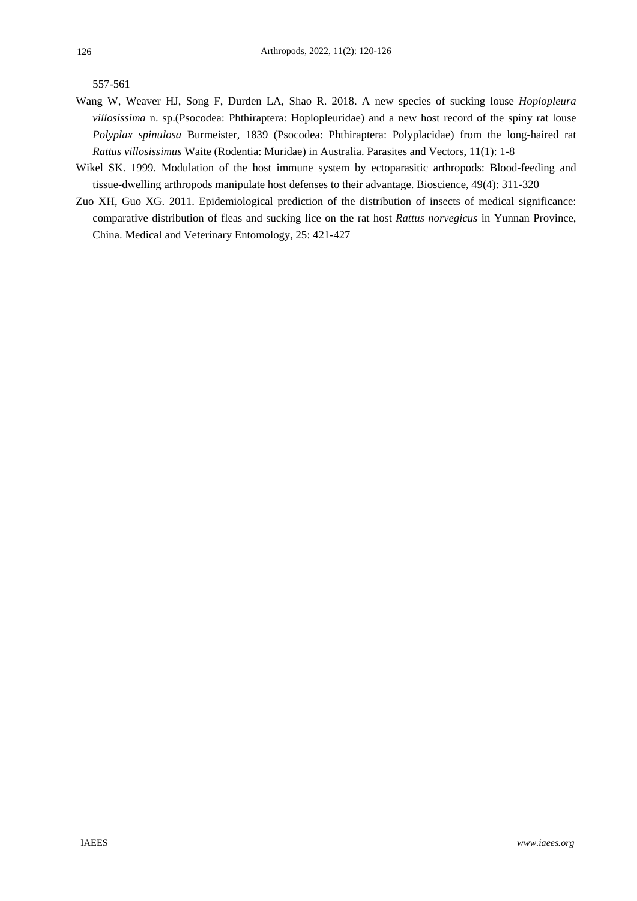557-561

Wang W, Weaver HJ, Song F, Durden LA, Shao R. 2018. A new species of sucking louse *Hoplopleura villosissima* n. sp.(Psocodea: Phthiraptera: Hoplopleuridae) and a new host record of the spiny rat louse *Polyplax spinulosa* Burmeister, 1839 (Psocodea: Phthiraptera: Polyplacidae) from the long-haired rat *Rattus villosissimus* Waite (Rodentia: Muridae) in Australia. Parasites and Vectors, 11(1): 1-8

Wikel SK. 1999. Modulation of the host immune system by ectoparasitic arthropods: Blood-feeding and tissue-dwelling arthropods manipulate host defenses to their advantage. Bioscience, 49(4): 311-320

Zuo XH, Guo XG. 2011. Epidemiological prediction of the distribution of insects of medical significance: comparative distribution of fleas and sucking lice on the rat host *Rattus norvegicus* in Yunnan Province, China. Medical and Veterinary Entomology, 25: 421-427